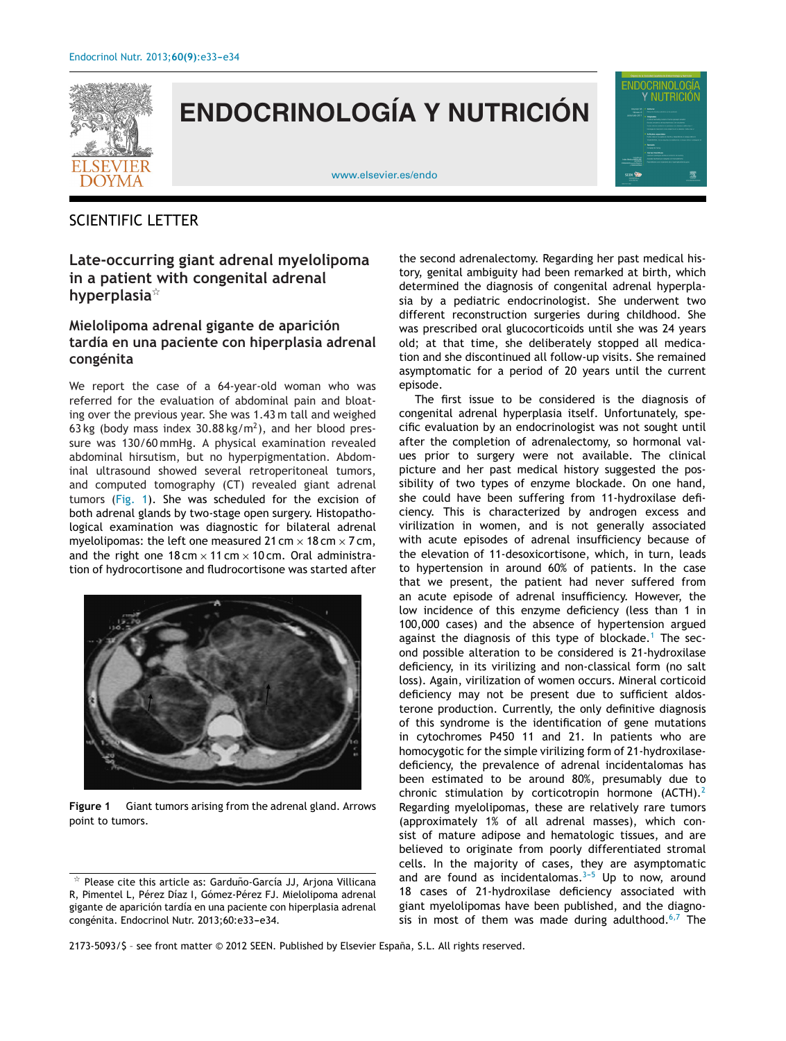SCIENTIFIC LETTER

# Late-occurring giant adrenal myelolipoma in a patient with congenital adrenal hyperplasia☆

## Mielolipoma adrenal gigante de aparición tardía en una paciente con hiperplasia adrenal congénita

We report the case of a 64-year-old woman who was referred for the evaluation of abdominal pain and bloating over the previous year. She was 1.43 m tall and weighed 63 kg (body mass index 30.88 kg/m$^2$), and her blood pressure was 130/60 mmHg. A physical examination revealed abdominal hirsutism, but no hyperpigmentation. Abdominal ultrasound showed several retroperitoneal tumors, and computed tomography (CT) revealed giant adrenal tumors (Fig. 1). She was scheduled for the excision of both adrenal glands by two-stage open surgery. Histopathological examination was diagnostic for bilateral adrenal myelolipomas: the left one measured 21 cm × 18 cm × 7 cm, and the right one 18 cm × 11 cm × 10 cm. Oral administration of hydrocortisone and fludrocortisone was started after the second adrenalectomy. Regarding her past medical history, genital ambiguity had been remarked at birth, which determined the diagnosis of congenital adrenal hyperplasia by a pediatric endocrinologist. She underwent two different reconstruction surgeries during childhood. She was prescribed oral glucocorticoids until she was 24 years old; at that time, she deliberately stopped all medication and she discontinued all follow-up visits. She remained asymptomatic for a period of 20 years until the current episode.

Figure 1 Giant tumors arising from the adrenal gland. Arrows point to tumors.

The first issue to be considered is the diagnosis of congenital adrenal hyperplasia itself. Unfortunately, specific evaluation by an endocrinologist was not sought until after the completion of adrenalectomy, so hormonal values prior to surgery were not available. The clinical picture and her past medical history suggested the possibility of two types of enzyme blockade. On one hand, she could have been suffering from 11-hydroxilase deficiency. This is characterized by androgen excess and virilization in women, and is not generally associated with acute episodes of adrenal insufficiency because of the elevation of 11-desoxicortisone, which, in turn, leads to hypertension in around 60% of patients. In the case that we present, the patient had never suffered from an acute episode of adrenal insufficiency. However, the low incidence of this enzyme deficiency (less than 1 in 100,000 cases) and the absence of hypertension argued against the diagnosis of this type of blockade.[1] The second possible alteration to be considered is 21-hydroxilase deficiency, in its virilizing and non-classical form (no salt loss). Again, virilization of women occurs. Mineral corticoid deficiency may not be present due to sufficient aldosterone production. Currently, the only definitive diagnosis of this syndrome is the identification of gene mutations in cytochromes P450 11 and 21. In patients who are homocygotic for the simple virilizing form of 21-hydroxilase-deficiency, the prevalence of adrenal incidentalomas has been estimated to be around 80%, presumably due to chronic stimulation by corticotropin hormone (ACTH).[2] Regarding myelolipomas, these are relatively rare tumors (approximately 1% of all adrenal masses), which consist of mature adipose and hematologic tissues, and are believed to originate from poorly differentiated stromal cells. In the majority of cases, they are asymptomatic and are found as incidentalomas.[3–5] Up to now, around 18 cases of 21-hydroxilase deficiency associated with giant myelolipomas have been published, and the diagnosis in most of them was made during adulthood.[6,7] The

☆ Please cite this article as: Garduño-García JJ, Arjona Villicana R, Pimentel L, Pérez Díaz I, Gómez-Pérez FJ. Mielolipoma adrenal gigante de aparición tardía en una paciente con hiperplasia adrenal congénita. Endocrinol Nutr. 2013;60:e33–e34.

2173-5093/$ - see front matter © 2012 SEEN. Published by Elsevier España, S.L. All rights reserved.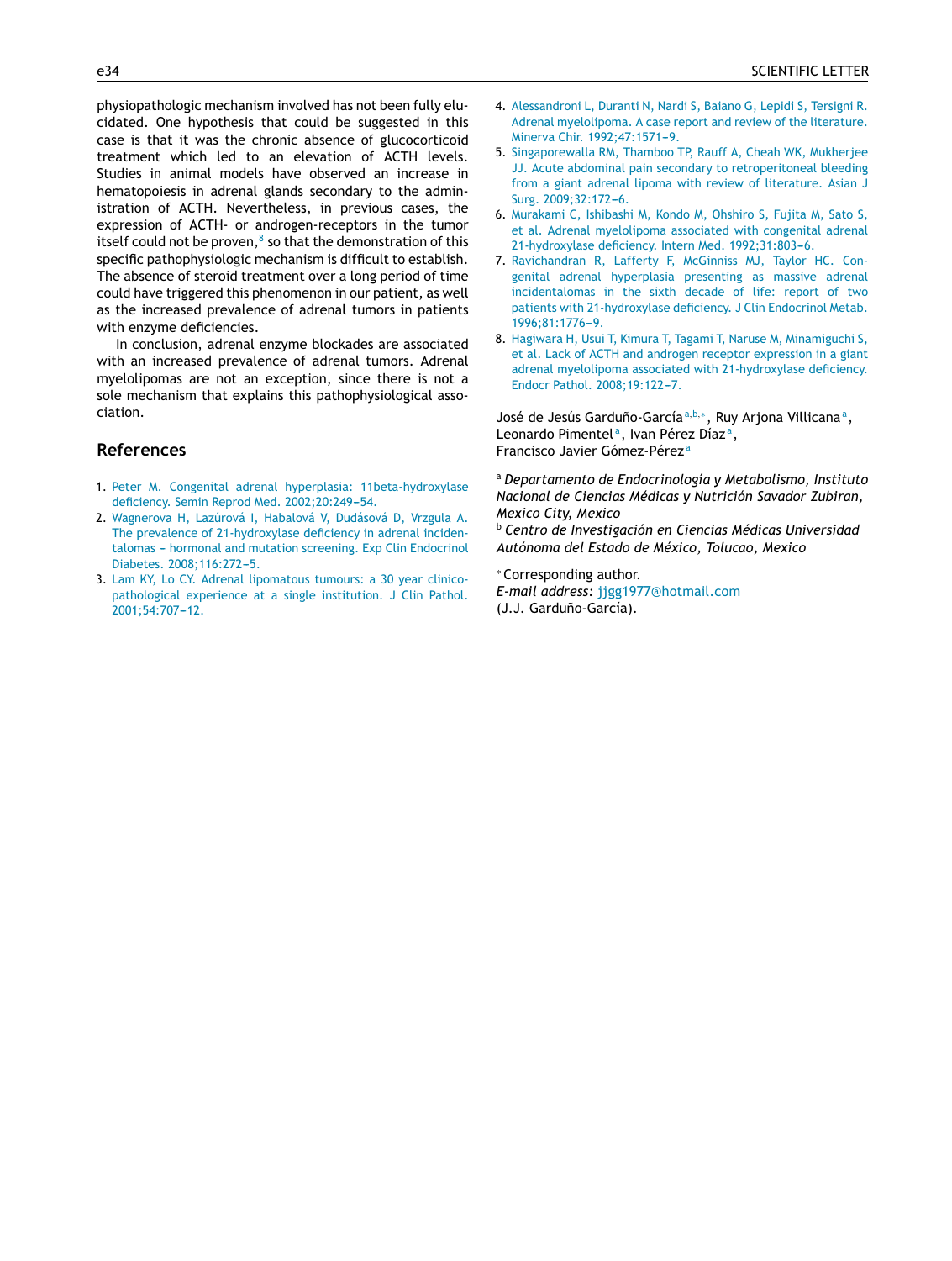physiopathologic mechanism involved has not been fully elucidated. One hypothesis that could be suggested in this case is that it was the chronic absence of glucocorticoid treatment which led to an elevation of ACTH levels. Studies in animal models have observed an increase in hematopoiesis in adrenal glands secondary to the administration of ACTH. Nevertheless, in previous cases, the expression of ACTH- or androgen-receptors in the tumor itself could not be proven,[8] so that the demonstration of this specific pathophysiologic mechanism is difficult to establish. The absence of steroid treatment over a long period of time could have triggered this phenomenon in our patient, as well as the increased prevalence of adrenal tumors in patients with enzyme deficiencies.

In conclusion, adrenal enzyme blockades are associated with an increased prevalence of adrenal tumors. Adrenal myelolipomas are not an exception, since there is not a sole mechanism that explains this pathophysiological association.

## References

1. Peter M. Congenital adrenal hyperplasia: 11beta-hydroxylase deficiency. Semin Reprod Med. 2002;20:249–54.
2. Wagnerova H, Lazúrová I, Habalová V, Dudásová D, Vrzgula A. The prevalence of 21-hydroxylase deficiency in adrenal incidentalomas – hormonal and mutation screening. Exp Clin Endocrinol Diabetes. 2008;116:272–5.
3. Lam KY, Lo CY. Adrenal lipomatous tumours: a 30 year clinicopathological experience at a single institution. J Clin Pathol. 2001;54:707–12.
4. Alessandroni L, Duranti N, Nardi S, Baiano G, Lepidi S, Tersigni R. Adrenal myelolipoma. A case report and review of the literature. Minerva Chir. 1992;47:1571–9.
5. Singaporewalla RM, Thamboo TP, Rauff A, Cheah WK, Mukherjee JJ. Acute abdominal pain secondary to retroperitoneal bleeding from a giant adrenal lipoma with review of literature. Asian J Surg. 2009;32:172–6.
6. Murakami C, Ishibashi M, Kondo M, Ohshiro S, Fujita M, Sato S, et al. Adrenal myelolipoma associated with congenital adrenal 21-hydroxylase deficiency. Intern Med. 1992;31:803–6.
7. Ravichandran R, Lafferty F, McGinniss MJ, Taylor HC. Congenital adrenal hyperplasia presenting as massive adrenal incidentalomas in the sixth decade of life: report of two patients with 21-hydroxylase deficiency. J Clin Endocrinol Metab. 1996;81:1776–9.
8. Hagiwara H, Usui T, Kimura T, Tagami T, Naruse M, Minamiguchi S, et al. Lack of ACTH and androgen receptor expression in a giant adrenal myelolipoma associated with 21-hydroxylase deficiency. Endocr Pathol. 2008;19:122–7.

José de Jesús Garduño-García[a,b,*], Ruy Arjona Villicana[a], Leonardo Pimentel[a], Ivan Pérez Díaz[a], Francisco Javier Gómez-Pérez[a]

[a] *Departamento de Endocrinología y Metabolismo, Instituto Nacional de Ciencias Médicas y Nutrición Savador Zubiran, Mexico City, Mexico*

[b] *Centro de Investigación en Ciencias Médicas Universidad Autónoma del Estado de México, Tolucao, Mexico*

[*] Corresponding author.
*E-mail address:* jjgg1977@hotmail.com
(J.J. Garduño-García).